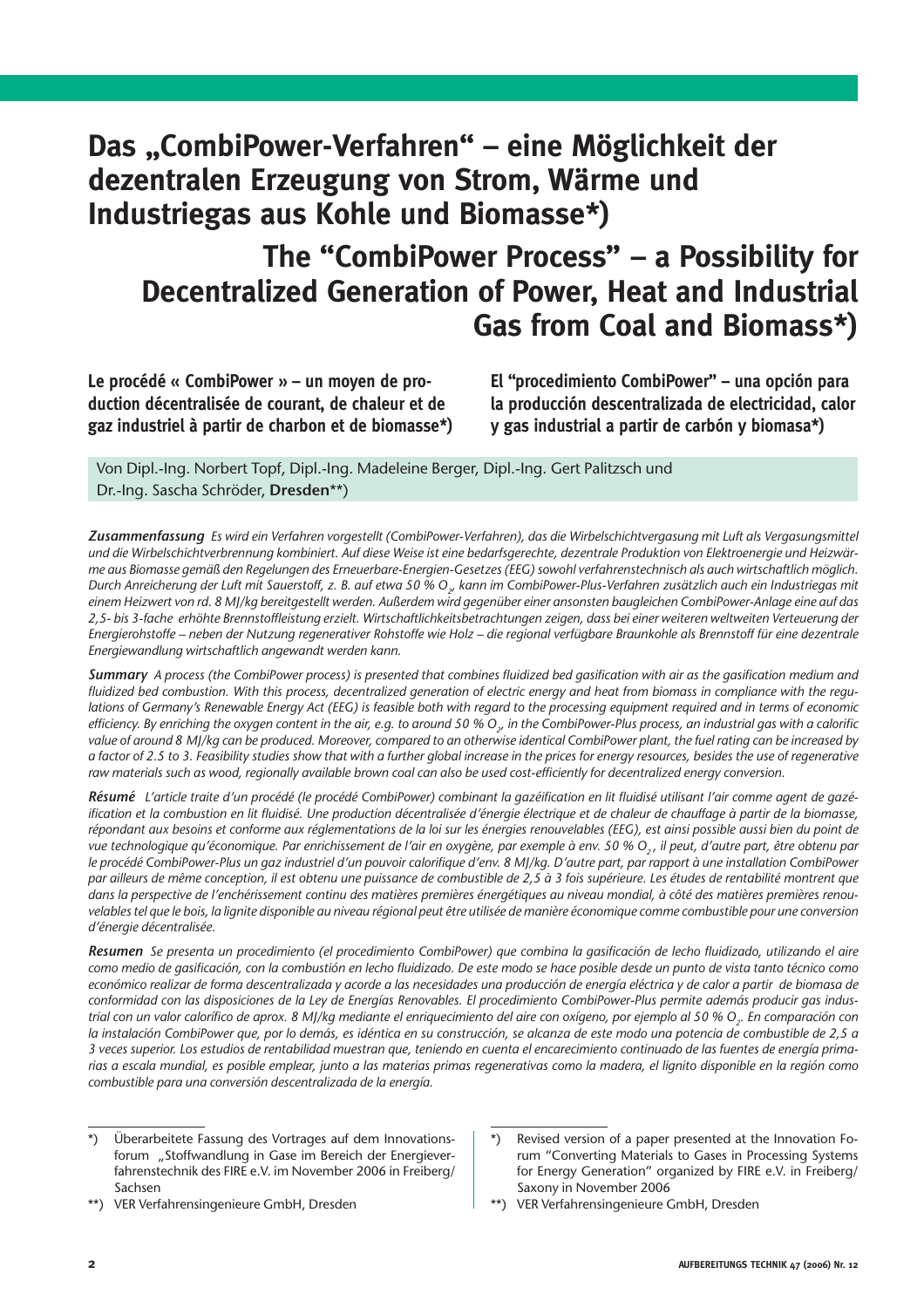# Das „CombiPower-Verfahren" – eine Möglichkeit der dezentralen Erzeugung von Strom, Wärme und Industriegas aus Kohle und Biomasse*)

# The "CombiPower Process" – a Possibility for Decentralized Generation of Power, Heat and Industrial Gas from Coal and Biomass*)

**Le procédé « CombiPower » – un moyen de production décentralisée de courant, de chaleur et de gaz industriel à partir de charbon et de biomasse*)**

**El "procedimiento CombiPower" – una opción para la producción descentralizada de electricidad, calor y gas industrial a partir de carbón y biomasa*)**

Von Dipl.-Ing. Norbert Topf, Dipl.-Ing. Madeleine Berger, Dipl.-Ing. Gert Palitzsch und Dr.-Ing. Sascha Schröder, **Dresden****)

***Zusammenfassung*** *Es wird ein Verfahren vorgestellt (CombiPower-Verfahren), das die Wirbelschichtvergasung mit Luft als Vergasungsmittel und die Wirbelschichtverbrennung kombiniert. Auf diese Weise ist eine bedarfsgerechte, dezentrale Produktion von Elektroenergie und Heizwärme aus Biomasse gemäß den Regelungen des Erneuerbare-Energien-Gesetzes (EEG) sowohl verfahrenstechnisch als auch wirtschaftlich möglich. Durch Anreicherung der Luft mit Sauerstoff, z. B. auf etwa 50 %* $O_2$*, kann im CombiPower-Plus-Verfahren zusätzlich auch ein Industriegas mit einem Heizwert von rd. 8 MJ/kg bereitgestellt werden. Außerdem wird gegenüber einer ansonsten baugleichen CombiPower-Anlage eine auf das 2,5- bis 3-fache erhöhte Brennstoffleistung erzielt. Wirtschaftlichkeitsbetrachtungen zeigen, dass bei einer weiteren weltweiten Verteuerung der Energierohstoffe – neben der Nutzung regenerativer Rohstoffe wie Holz – die regional verfügbare Braunkohle als Brennstoff für eine dezentrale Energiewandlung wirtschaftlich angewandt werden kann.*

***Summary*** *A process (the CombiPower process) is presented that combines fluidized bed gasification with air as the gasification medium and fluidized bed combustion. With this process, decentralized generation of electric energy and heat from biomass in compliance with the regulations of Germany's Renewable Energy Act (EEG) is feasible both with regard to the processing equipment required and in terms of economic efficiency. By enriching the oxygen content in the air, e.g. to around 50 %* $O_2$*, in the CombiPower-Plus process, an industrial gas with a calorific value of around 8 MJ/kg can be produced. Moreover, compared to an otherwise identical CombiPower plant, the fuel rating can be increased by a factor of 2.5 to 3. Feasibility studies show that with a further global increase in the prices for energy resources, besides the use of regenerative raw materials such as wood, regionally available brown coal can also be used cost-efficiently for decentralized energy conversion.*

***Résumé*** *L'article traite d'un procédé (le procédé CombiPower) combinant la gazéification en lit fluidisé utilisant l'air comme agent de gazéification et la combustion en lit fluidisé. Une production décentralisée d'énergie électrique et de chaleur de chauffage à partir de la biomasse, répondant aux besoins et conforme aux réglementations de la loi sur les énergies renouvelables (EEG), est ainsi possible aussi bien du point de vue technologique qu'économique. Par enrichissement de l'air en oxygène, par exemple à env. 50 %* $O_2$*, il peut, d'autre part, être obtenu par le procédé CombiPower-Plus un gaz industriel d'un pouvoir calorifique d'env. 8 MJ/kg. D'autre part, par rapport à une installation CombiPower par ailleurs de même conception, il est obtenu une puissance de combustible de 2,5 à 3 fois supérieure. Les études de rentabilité montrent que dans la perspective de l'enchérissement continu des matières premières énergétiques au niveau mondial, à côté des matières premières renouvelables tel que le bois, la lignite disponible au niveau régional peut être utilisée de manière économique comme combustible pour une conversion d'énergie décentralisée.*

***Resumen*** *Se presenta un procedimiento (el procedimiento CombiPower) que combina la gasificación de lecho fluidizado, utilizando el aire como medio de gasificación, con la combustión en lecho fluidizado. De este modo se hace posible desde un punto de vista tanto técnico como económico realizar de forma descentralizada y acorde a las necesidades una producción de energía eléctrica y de calor a partir de biomasa de conformidad con las disposiciones de la Ley de Energías Renovables. El procedimiento CombiPower-Plus permite además producir gas industrial con un valor calorífico de aprox. 8 MJ/kg mediante el enriquecimiento del aire con oxígeno, por ejemplo al 50 %* $O_2$*. En comparación con la instalación CombiPower que, por lo demás, es idéntica en su construcción, se alcanza de este modo una potencia de combustible de 2,5 a 3 veces superior. Los estudios de rentabilidad muestran que, teniendo en cuenta el encarecimiento continuado de las fuentes de energía primarias a escala mundial, es posible emplear, junto a las materias primas regenerativas como la madera, el lignito disponible en la región como combustible para una conversión descentralizada de la energía.*

---

*) Überarbeitete Fassung des Vortrages auf dem Innovationsforum „Stoffwandlung in Gase im Bereich der Energieverfahrenstechnik des FIRE e.V. im November 2006 in Freiberg/Sachsen

**) VER Verfahrensingenieure GmbH, Dresden

*) Revised version of a paper presented at the Innovation Forum "Converting Materials to Gases in Processing Systems for Energy Generation" organized by FIRE e.V. in Freiberg/Saxony in November 2006

**) VER Verfahrensingenieure GmbH, Dresden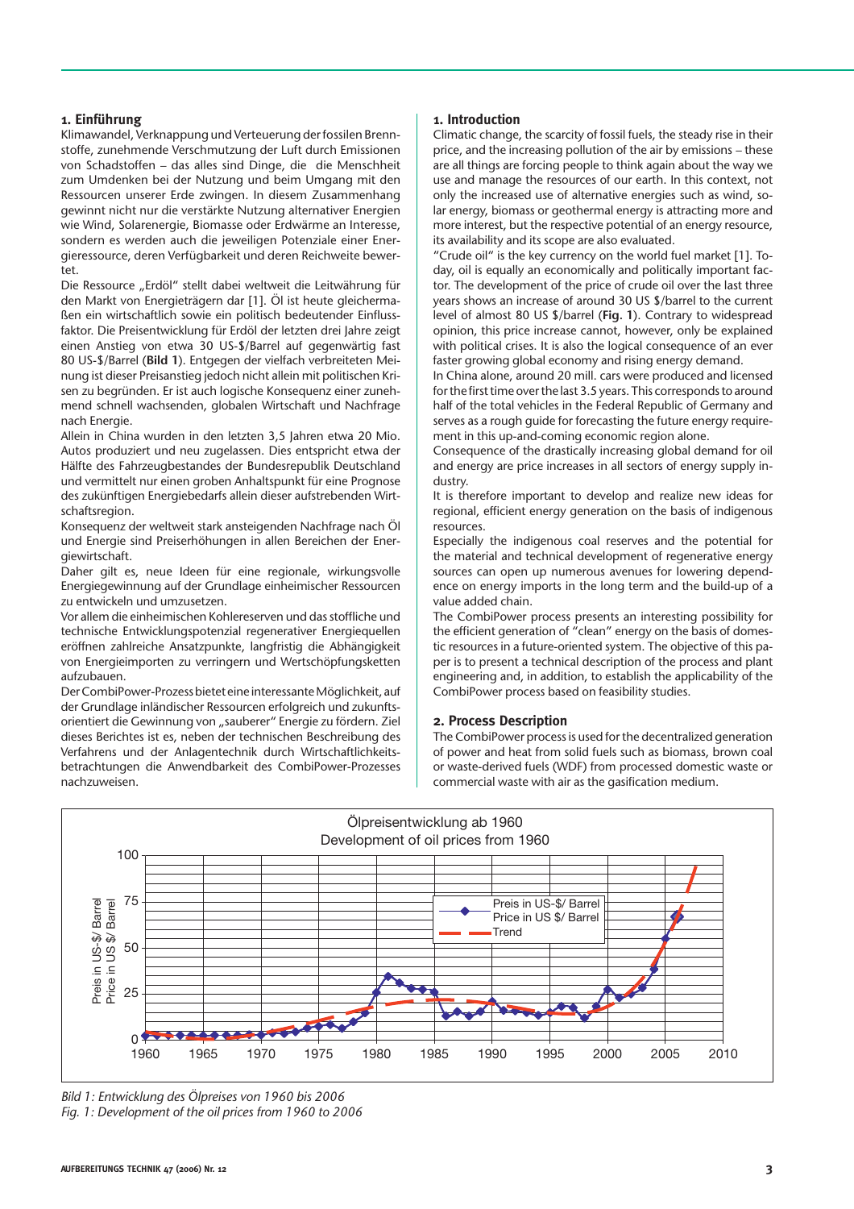## 1. Einführung

Klimawandel, Verknappung und Verteuerung der fossilen Brennstoffe, zunehmende Verschmutzung der Luft durch Emissionen von Schadstoffen – das alles sind Dinge, die die Menschheit zum Umdenken bei der Nutzung und beim Umgang mit den Ressourcen unserer Erde zwingen. In diesem Zusammenhang gewinnt nicht nur die verstärkte Nutzung alternativer Energien wie Wind, Solarenergie, Biomasse oder Erdwärme an Interesse, sondern es werden auch die jeweiligen Potenziale einer Energieressource, deren Verfügbarkeit und deren Reichweite bewertet.

Die Ressource „Erdöl" stellt dabei weltweit die Leitwährung für den Markt von Energieträgern dar [1]. Öl ist heute gleichermaßen ein wirtschaftlich sowie ein politisch bedeutender Einflussfaktor. Die Preisentwicklung für Erdöl der letzten drei Jahre zeigt einen Anstieg von etwa 30 US-$/Barrel auf gegenwärtig fast 80 US-$/Barrel (**Bild 1**). Entgegen der vielfach verbreiteten Meinung ist dieser Preisanstieg jedoch nicht allein mit politischen Krisen zu begründen. Er ist auch logische Konsequenz einer zunehmend schnell wachsenden, globalen Wirtschaft und Nachfrage nach Energie.

Allein in China wurden in den letzten 3,5 Jahren etwa 20 Mio. Autos produziert und neu zugelassen. Dies entspricht etwa der Hälfte des Fahrzeugbestandes der Bundesrepublik Deutschland und vermittelt nur einen groben Anhaltspunkt für eine Prognose des zukünftigen Energiebedarfs allein dieser aufstrebenden Wirtschaftsregion.

Konsequenz der weltweit stark ansteigenden Nachfrage nach Öl und Energie sind Preiserhöhungen in allen Bereichen der Energiewirtschaft.

Daher gilt es, neue Ideen für eine regionale, wirkungsvolle Energiegewinnung auf der Grundlage einheimischer Ressourcen zu entwickeln und umzusetzen.

Vor allem die einheimischen Kohlereserven und das stoffliche und technische Entwicklungspotenzial regenerativer Energiequellen eröffnen zahlreiche Ansatzpunkte, langfristig die Abhängigkeit von Energieimporten zu verringern und Wertschöpfungsketten aufzubauen.

Der CombiPower-Prozess bietet eine interessante Möglichkeit, auf der Grundlage inländischer Ressourcen erfolgreich und zukunftsorientiert die Gewinnung von „sauberer" Energie zu fördern. Ziel dieses Berichtes ist es, neben der technischen Beschreibung des Verfahrens und der Anlagentechnik durch Wirtschaftlichkeitsbetrachtungen die Anwendbarkeit des CombiPower-Prozesses nachzuweisen.

## 1. Introduction

Climatic change, the scarcity of fossil fuels, the steady rise in their price, and the increasing pollution of the air by emissions – these are all things are forcing people to think again about the way we use and manage the resources of our earth. In this context, not only the increased use of alternative energies such as wind, solar energy, biomass or geothermal energy is attracting more and more interest, but the respective potential of an energy resource, its availability and its scope are also evaluated.

"Crude oil" is the key currency on the world fuel market [1]. Today, oil is equally an economically and politically important factor. The development of the price of crude oil over the last three years shows an increase of around 30 US $/barrel to the current level of almost 80 US $/barrel (**Fig. 1**). Contrary to widespread opinion, this price increase cannot, however, only be explained with political crises. It is also the logical consequence of an ever faster growing global economy and rising energy demand.

In China alone, around 20 mill. cars were produced and licensed for the first time over the last 3.5 years. This corresponds to around half of the total vehicles in the Federal Republic of Germany and serves as a rough guide for forecasting the future energy requirement in this up-and-coming economic region alone.

Consequence of the drastically increasing global demand for oil and energy are price increases in all sectors of energy supply industry.

It is therefore important to develop and realize new ideas for regional, efficient energy generation on the basis of indigenous resources.

Especially the indigenous coal reserves and the potential for the material and technical development of regenerative energy sources can open up numerous avenues for lowering dependence on energy imports in the long term and the build-up of a value added chain.

The CombiPower process presents an interesting possibility for the efficient generation of "clean" energy on the basis of domestic resources in a future-oriented system. The objective of this paper is to present a technical description of the process and plant engineering and, in addition, to establish the applicability of the CombiPower process based on feasibility studies.

## 2. Process Description

The CombiPower process is used for the decentralized generation of power and heat from solid fuels such as biomass, brown coal or waste-derived fuels (WDF) from processed domestic waste or commercial waste with air as the gasification medium.

Ölpreisentwicklung ab 1960
Development of oil prices from 1960

Preis in US-$/ Barrel
Price in US $/ Barrel

Trend

0, 25, 50, 75, 100

1960, 1965, 1970, 1975, 1980, 1985, 1990, 1995, 2000, 2005, 2010

*Bild 1: Entwicklung des Ölpreises von 1960 bis 2006*
*Fig. 1: Development of the oil prices from 1960 to 2006*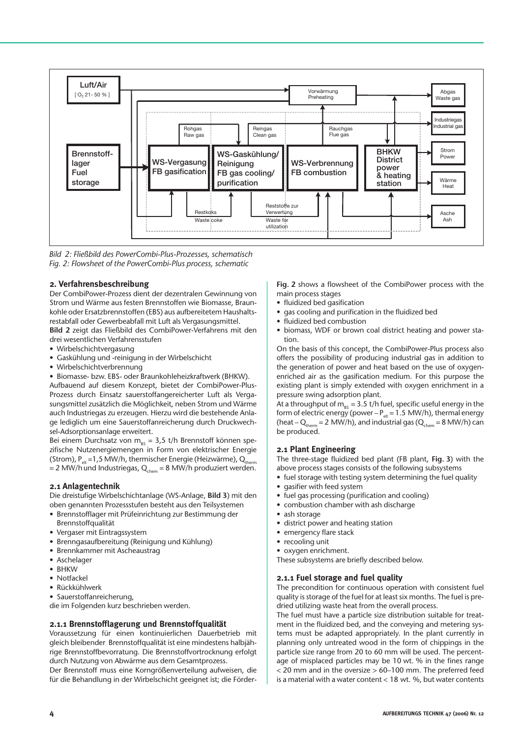Luft/Air
[ $O_2$ 21- 50 % ]

Vorwärmung
Preheating

Abgas
Waste gas

Industriegas
Industrial gas

Rohgas
Raw gas

Reingas
Clean gas

Rauchgas
Flue gas

Brennstoff-
lager
Fuel
storage

WS-Vergasung
FB gasification

WS-Gaskühlung/
Reinigung
FB gas cooling/
purification

WS-Verbrennung
FB combustion

BHKW
District
power
& heating
station

Strom
Power

Wärme
Heat

Restkoks
Waste coke

Reststoffe zur
Verwertung
Waste for
utilization

Asche
Ash

*Bild 2: Fließbild des PowerCombi-Plus-Prozesses, schematisch*
*Fig. 2: Flowsheet of the PowerCombi-Plus process, schematic*

## 2. Verfahrensbeschreibung

Der CombiPower-Prozess dient der dezentralen Gewinnung von Strom und Wärme aus festen Brennstoffen wie Biomasse, Braunkohle oder Ersatzbrennstoffen (EBS) aus aufbereitetem Haushaltsrestabfall oder Gewerbeabfall mit Luft als Vergasungsmittel.

**Bild 2** zeigt das Fließbild des CombiPower-Verfahrens mit den drei wesentlichen Verfahrensstufen

- Wirbelschichtvergasung
- Gaskühlung und -reinigung in der Wirbelschicht
- Wirbelschichtverbrennung
- Biomasse- bzw. EBS- oder Braunkohleheizkraftwerk (BHKW).

Aufbauend auf diesem Konzept, bietet der CombiPower-Plus-Prozess durch Einsatz sauerstoffangereicherter Luft als Vergasungsmittel zusätzlich die Möglichkeit, neben Strom und Wärme auch Industriegas zu erzeugen. Hierzu wird die bestehende Anlage lediglich um eine Sauerstoffanreicherung durch Druckwechsel-Adsorptionsanlage erweitert.

Bei einem Durchsatz von $m_{BS}$ = 3,5 t/h Brennstoff können spezifische Nutzenergiemengen in Form von elektrischer Energie (Strom), $P_{elt}$ =1,5 MW/h, thermischer Energie (Heizwärme), $Q_{therm}$ = 2 MW/h und Industriegas, $Q_{chem}$ = 8 MW/h produziert werden.

### 2.1 Anlagentechnik

Die dreistufige Wirbelschichtanlage (WS-Anlage, **Bild 3**) mit den oben genannten Prozessstufen besteht aus den Teilsystemen

- Brennstofflager mit Prüfeinrichtung zur Bestimmung der Brennstoffqualität
- Vergaser mit Eintragssystem
- Brenngasaufbereitung (Reinigung und Kühlung)
- Brennkammer mit Ascheaustrag
- Aschelager
- BHKW
- Notfackel
- Rückkühlwerk
- Sauerstoffanreicherung,

die im Folgenden kurz beschrieben werden.

#### 2.1.1 Brennstofflagerung und Brennstoffqualität

Voraussetzung für einen kontinuierlichen Dauerbetrieb mit gleich bleibender Brennstoffqualität ist eine mindestens halbjährige Brennstoffbevorratung. Die Brennstoffvortrocknung erfolgt durch Nutzung von Abwärme aus dem Gesamtprozess.

Der Brennstoff muss eine Korngrößenverteilung aufweisen, die für die Behandlung in der Wirbelschicht geeignet ist; die Förder-

**Fig. 2** shows a flowsheet of the CombiPower process with the main process stages

- fluidized bed gasification
- gas cooling and purification in the fluidized bed
- fluidized bed combustion
- biomass, WDF or brown coal district heating and power station.

On the basis of this concept, the CombiPower-Plus process also offers the possibility of producing industrial gas in addition to the generation of power and heat based on the use of oxygen-enriched air as the gasification medium. For this purpose the existing plant is simply extended with oxygen enrichment in a pressure swing adsorption plant.

At a throughput of $m_{BS}$ = 3.5 t/h fuel, specific useful energy in the form of electric energy (power – $P_{elt}$ = 1.5 MW/h), thermal energy (heat – $Q_{therm}$ = 2 MW/h), and industrial gas ($Q_{chem}$ = 8 MW/h) can be produced.

### 2.1 Plant Engineering

The three-stage fluidized bed plant (FB plant, **Fig. 3**) with the above process stages consists of the following subsystems

- fuel storage with testing system determining the fuel quality
- gasifier with feed system
- fuel gas processing (purification and cooling)
- combustion chamber with ash discharge
- ash storage
- district power and heating station
- emergency flare stack
- recooling unit
- oxygen enrichment.

These subsystems are briefly described below.

#### 2.1.1 Fuel storage and fuel quality

The precondition for continuous operation with consistent fuel quality is storage of the fuel for at least six months. The fuel is predried utilizing waste heat from the overall process.

The fuel must have a particle size distribution suitable for treatment in the fluidized bed, and the conveying and metering systems must be adapted appropriately. In the plant currently in planning only untreated wood in the form of chippings in the particle size range from 20 to 60 mm will be used. The percentage of misplaced particles may be 10 wt. % in the fines range < 20 mm and in the oversize > 60–100 mm. The preferred feed is a material with a water content < 18 wt. %, but water contents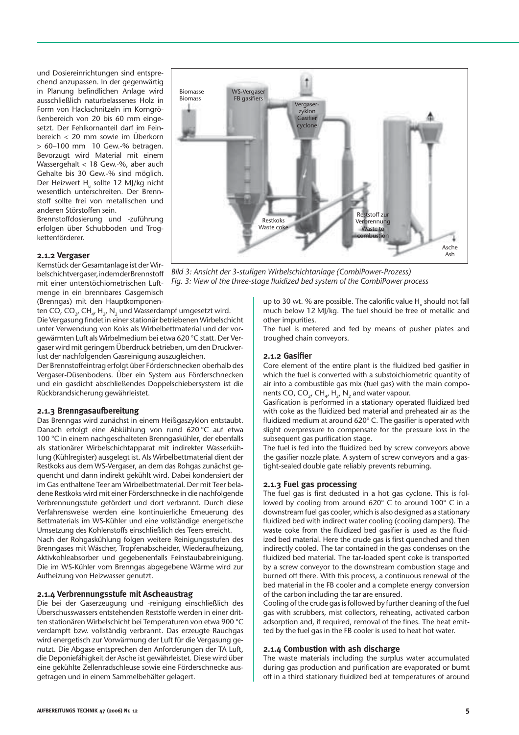und Dosiereinrichtungen sind entsprechend anzupassen. In der gegenwärtig in Planung befindlichen Anlage wird ausschließlich naturbelassenes Holz in Form von Hackschnitzeln im Korngrößenbereich von 20 bis 60 mm eingesetzt. Der Fehlkornanteil darf im Feinbereich < 20 mm sowie im Überkorn > 60–100 mm 10 Gew.-% betragen. Bevorzugt wird Material mit einem Wassergehalt < 18 Gew.-%, aber auch Gehalte bis 30 Gew.-% sind möglich. Der Heizwert $H_u$ sollte 12 MJ/kg nicht wesentlich unterschreiten. Der Brennstoff sollte frei von metallischen und anderen Störstoffen sein.

Brennstoffdosierung und -zuführung erfolgen über Schubboden und Trogkettenförderer.

### 2.1.2 Vergaser

Kernstück der Gesamtanlage ist der Wirbelschichtvergaser, in dem der Brennstoff mit einer unterstöchiometrischen Luftmenge in ein brennbares Gasgemisch (Brenngas) mit den Hauptkomponenten $CO$, $CO_2$, $CH_4$, $H_2$, $N_2$ und Wasserdampf umgesetzt wird.

Die Vergasung findet in einer stationär betriebenen Wirbelschicht unter Verwendung von Koks als Wirbelbettmaterial und der vorgewärmten Luft als Wirbelmedium bei etwa 620 °C statt. Der Vergaser wird mit geringem Überdruck betrieben, um den Druckverlust der nachfolgenden Gasreinigung auszugleichen.

Der Brennstoffeintrag erfolgt über Förderschnecken oberhalb des Vergaser-Düsenbodens. Über ein System aus Förderschnecken und ein gasdicht abschließendes Doppelschiebersystem ist die Rückbrandsicherung gewährleistet.

### 2.1.3 Brenngasaufbereitung

Das Brenngas wird zunächst in einem Heißgaszyklon entstaubt. Danach erfolgt eine Abkühlung von rund 620 °C auf etwa 100 °C in einem nachgeschalteten Brenngaskühler, der ebenfalls als stationärer Wirbelschichtapparat mit indirekter Wasserkühlung (Kühlregister) ausgelegt ist. Als Wirbelbettmaterial dient der Restkoks aus dem WS-Vergaser, an dem das Rohgas zunächst gequencht und dann indirekt gekühlt wird. Dabei kondensiert der im Gas enthaltene Teer am Wirbelbettmaterial. Der mit Teer beladene Restkoks wird mit einer Förderschnecke in die nachfolgende Verbrennungsstufe gefördert und dort verbrannt. Durch diese Verfahrensweise werden eine kontinuierliche Erneuerung des Bettmaterials im WS-Kühler und eine vollständige energetische Umsetzung des Kohlenstoffs einschließlich des Teers erreicht.

Nach der Rohgaskühlung folgen weitere Reinigungsstufen des Brenngases mit Wäscher, Tropfenabscheider, Wiederaufheizung, Aktivkohleabsorber und gegebenenfalls Feinstaubabreinigung. Die im WS-Kühler vom Brenngas abgegebene Wärme wird zur Aufheizung von Heizwasser genutzt.

### 2.1.4 Verbrennungsstufe mit Ascheaustrag

Die bei der Gaserzeugung und -reinigung einschließlich des Überschusswassers entstehenden Reststoffe werden in einer dritten stationären Wirbelschicht bei Temperaturen von etwa 900 °C verdampft bzw. vollständig verbrannt. Das erzeugte Rauchgas wird energetisch zur Vorwärmung der Luft für die Vergasung genutzt. Die Abgase entsprechen den Anforderungen der TA Luft, die Deponiefähigkeit der Asche ist gewährleistet. Diese wird über eine gekühlte Zellenradschleuse sowie eine Förderschnecke ausgetragen und in einem Sammelbehälter gelagert.

Biomasse
Biomass
WS-Vergaser
FB gasifiers
Vergaser-zyklon
Gasifier cyclone
Restkoks
Waste coke
Reststoff zur Verbrennung
Waste to combustion
Asche
Ash

*Bild 3: Ansicht der 3-stufigen Wirbelschichtanlage (CombiPower-Prozess)*
*Fig. 3: View of the three-stage fluidized bed system of the CombiPower process*

up to 30 wt. % are possible. The calorific value $H_u$ should not fall much below 12 MJ/kg. The fuel should be free of metallic and other impurities.

The fuel is metered and fed by means of pusher plates and troughed chain conveyors.

### 2.1.2 Gasifier

Core element of the entire plant is the fluidized bed gasifier in which the fuel is converted with a substoichiometric quantity of air into a combustible gas mix (fuel gas) with the main components $CO$, $CO_2$, $CH_4$, $H_2$, $N_2$ and water vapour.

Gasification is performed in a stationary operated fluidized bed with coke as the fluidized bed material and preheated air as the fluidized medium at around 620° C. The gasifier is operated with slight overpressure to compensate for the pressure loss in the subsequent gas purification stage.

The fuel is fed into the fluidized bed by screw conveyors above the gasifier nozzle plate. A system of screw conveyors and a gas-tight-sealed double gate reliably prevents reburning.

### 2.1.3 Fuel gas processing

The fuel gas is first dedusted in a hot gas cyclone. This is followed by cooling from around 620° C to around 100° C in a downstream fuel gas cooler, which is also designed as a stationary fluidized bed with indirect water cooling (cooling dampers). The waste coke from the fluidized bed gasifier is used as the fluidized bed material. Here the crude gas is first quenched and then indirectly cooled. The tar contained in the gas condenses on the fluidized bed material. The tar-loaded spent coke is transported by a screw conveyor to the downstream combustion stage and burned off there. With this process, a continuous renewal of the bed material in the FB cooler and a complete energy conversion of the carbon including the tar are ensured.

Cooling of the crude gas is followed by further cleaning of the fuel gas with scrubbers, mist collectors, reheating, activated carbon adsorption and, if required, removal of the fines. The heat emitted by the fuel gas in the FB cooler is used to heat hot water.

### 2.1.4 Combustion with ash discharge

The waste materials including the surplus water accumulated during gas production and purification are evaporated or burnt off in a third stationary fluidized bed at temperatures of around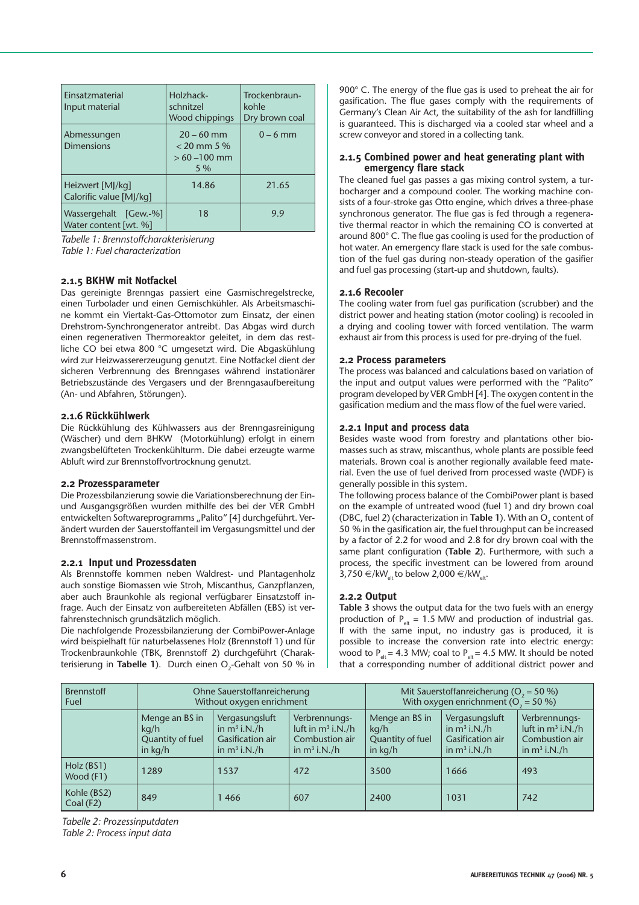| Einsatzmaterial Input material | Holzhack-schnitzel Wood chippings | Trockenbraun-kohle Dry brown coal |
|---|---|---|
| Abmessungen Dimensions | 20 – 60 mm < 20 mm 5 % > 60 –100 mm 5 % | 0 – 6 mm |
| Heizwert [MJ/kg] Calorific value [MJ/kg] | 14.86 | 21.65 |
| Wassergehalt [Gew.-%] Water content [wt. %] | 18 | 9.9 |

*Tabelle 1: Brennstoffcharakterisierung*
*Table 1: Fuel characterization*

#### 2.1.5 BKHW mit Notfackel

Das gereinigte Brenngas passiert eine Gasmischregelstrecke, einen Turbolader und einen Gemischkühler. Als Arbeitsmaschine kommt ein Viertakt-Gas-Ottomotor zum Einsatz, der einen Drehstrom-Synchrongenerator antreibt. Das Abgas wird durch einen regenerativen Thermoreaktor geleitet, in dem das restliche CO bei etwa 800 °C umgesetzt wird. Die Abgaskühlung wird zur Heizwassererzeugung genutzt. Eine Notfackel dient der sicheren Verbrennung des Brenngases während instationärer Betriebszustände des Vergasers und der Brenngasaufbereitung (An- und Abfahren, Störungen).

#### 2.1.6 Rückkühlwerk

Die Rückkühlung des Kühlwassers aus der Brenngasreinigung (Wäscher) und dem BHKW (Motorkühlung) erfolgt in einem zwangsbelüfteten Trockenkühlturm. Die dabei erzeugte warme Abluft wird zur Brennstoffvortrocknung genutzt.

### 2.2 Prozessparameter

Die Prozessbilanzierung sowie die Variationsberechnung der Ein- und Ausgangsgrößen wurden mithilfe des bei der VER GmbH entwickelten Softwareprogramms „Palito" [4] durchgeführt. Verändert wurden der Sauerstoffanteil im Vergasungsmittel und der Brennstoffmassenstrom.

#### 2.2.1 Input und Prozessdaten

Als Brennstoffe kommen neben Waldrest- und Plantagenholz auch sonstige Biomassen wie Stroh, Miscanthus, Ganzpflanzen, aber auch Braunkohle als regional verfügbarer Einsatzstoff infrage. Auch der Einsatz von aufbereiteten Abfällen (EBS) ist verfahrenstechnisch grundsätzlich möglich.

Die nachfolgende Prozessbilanzierung der CombiPower-Anlage wird beispielhaft für naturbelassenes Holz (Brennstoff 1) und für Trockenbraunkohle (TBK, Brennstoff 2) durchgeführt (Charakterisierung in **Tabelle 1**). Durch einen $O_2$-Gehalt von 50 % in

900° C. The energy of the flue gas is used to preheat the air for gasification. The flue gases comply with the requirements of Germany's Clean Air Act, the suitability of the ash for landfilling is guaranteed. This is discharged via a cooled star wheel and a screw conveyor and stored in a collecting tank.

#### 2.1.5 Combined power and heat generating plant with emergency flare stack

The cleaned fuel gas passes a gas mixing control system, a turbocharger and a compound cooler. The working machine consists of a four-stroke gas Otto engine, which drives a three-phase synchronous generator. The flue gas is fed through a regenerative thermal reactor in which the remaining CO is converted at around 800° C. The flue gas cooling is used for the production of hot water. An emergency flare stack is used for the safe combustion of the fuel gas during non-steady operation of the gasifier and fuel gas processing (start-up and shutdown, faults).

#### 2.1.6 Recooler

The cooling water from fuel gas purification (scrubber) and the district power and heating station (motor cooling) is recooled in a drying and cooling tower with forced ventilation. The warm exhaust air from this process is used for pre-drying of the fuel.

### 2.2 Process parameters

The process was balanced and calculations based on variation of the input and output values were performed with the "Palito" program developed by VER GmbH [4]. The oxygen content in the gasification medium and the mass flow of the fuel were varied.

#### 2.2.1 Input and process data

Besides waste wood from forestry and plantations other biomasses such as straw, miscanthus, whole plants are possible feed materials. Brown coal is another regionally available feed material. Even the use of fuel derived from processed waste (WDF) is generally possible in this system.

The following process balance of the CombiPower plant is based on the example of untreated wood (fuel 1) and dry brown coal (DBC, fuel 2) (characterization in **Table 1**). With an $O_2$ content of 50 % in the gasification air, the fuel throughput can be increased by a factor of 2.2 for wood and 2.8 for dry brown coal with the same plant configuration (**Table 2**). Furthermore, with such a process, the specific investment can be lowered from around 3,750 €/kW$_{elt}$ to below 2,000 €/kW$_{elt}$.

#### 2.2.2 Output

**Table 3** shows the output data for the two fuels with an energy production of $P_{elt}$ = 1.5 MW and production of industrial gas. If with the same input, no industry gas is produced, it is possible to increase the conversion rate into electric energy: wood to $P_{elt}$ = 4.3 MW; coal to $P_{elt}$ = 4.5 MW. It should be noted that a corresponding number of additional district power and

| Brennstoff Fuel | Ohne Sauerstoffanreicherung Without oxygen enrichment | | | Mit Sauerstoffanreicherung ($O_2$ = 50 %) With oxygen enrichnment ($O_2$ = 50 %) | | |
|---|---|---|---|---|---|---|
| | Menge an BS in kg/h Quantity of fuel in kg/h | Vergasungsluft in m³ i.N./h Gasification air in m³ i.N./h | Verbrennungs-luft in m³ i.N./h Combustion air in m³ i.N./h | Menge an BS in kg/h Quantity of fuel in kg/h | Vergasungsluft in m³ i.N./h Gasification air in m³ i.N./h | Verbrennungs-luft in m³ i.N./h Combustion air in m³ i.N./h |
| Holz (BS1) Wood (F1) | 1289 | 1537 | 472 | 3500 | 1666 | 493 |
| Kohle (BS2) Coal (F2) | 849 | 1 466 | 607 | 2400 | 1031 | 742 |

*Tabelle 2: Prozessinputdaten*
*Table 2: Process input data*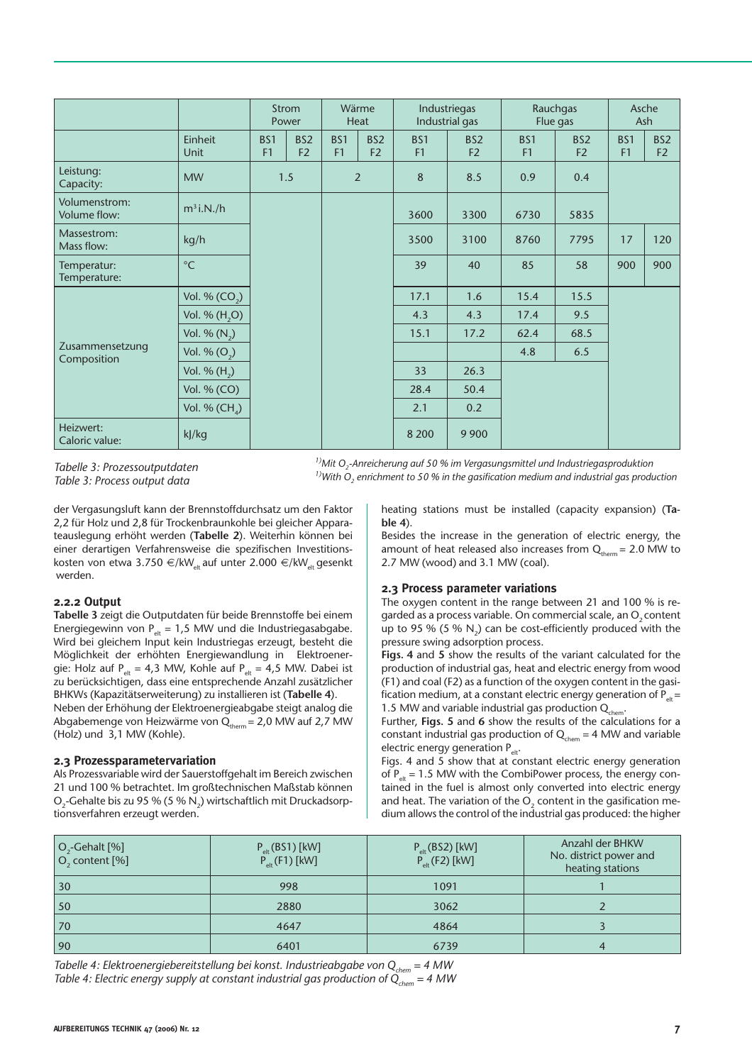| | | Strom Power | | Wärme Heat | | Industriegas Industrial gas | | Rauchgas Flue gas | | Asche Ash | |
|---|---|---|---|---|---|---|---|---|---|---|---|
| | Einheit Unit | BS1 F1 | BS2 F2 | BS1 F1 | BS2 F2 | BS1 F1 | BS2 F2 | BS1 F1 | BS2 F2 | BS1 F1 | BS2 F2 |
| Leistung: Capacity: | MW | 1.5 | | 2 | | 8 | 8.5 | 0.9 | 0.4 | | |
| Volumenstrom: Volume flow: | $m^3$ i.N./h | | | | | 3600 | 3300 | 6730 | 5835 | | |
| Massestrom: Mass flow: | kg/h | | | | | 3500 | 3100 | 8760 | 7795 | 17 | 120 |
| Temperatur: Temperature: | °C | | | | | 39 | 40 | 85 | 58 | 900 | 900 |
| Zusammensetzung Composition | Vol. % ($CO_2$) | | | | | 17.1 | 1.6 | 15.4 | 15.5 | | |
| | Vol. % ($H_2O$) | | | | | 4.3 | 4.3 | 17.4 | 9.5 | | |
| | Vol. % ($N_2$) | | | | | 15.1 | 17.2 | 62.4 | 68.5 | | |
| | Vol. % ($O_2$) | | | | | | | 4.8 | 6.5 | | |
| | Vol. % ($H_2$) | | | | | 33 | 26.3 | | | | |
| | Vol. % (CO) | | | | | 28.4 | 50.4 | | | | |
| | Vol. % ($CH_4$) | | | | | 2.1 | 0.2 | | | | |
| Heizwert: Caloric value: | kJ/kg | | | | | 8 200 | 9 900 | | | | |

*Tabelle 3: Prozessoutputdaten*
*Table 3: Process output data*

*[1)] Mit $O_2$-Anreicherung auf 50 % im Vergasungsmittel und Industriegasproduktion*
*[1)] With $O_2$ enrichment to 50 % in the gasification medium and industrial gas production*

der Vergasungsluft kann der Brennstoffdurchsatz um den Faktor 2,2 für Holz und 2,8 für Trockenbraunkohle bei gleicher Apparateauslegung erhöht werden (**Tabelle 2**). Weiterhin können bei einer derartigen Verfahrensweise die spezifischen Investitionskosten von etwa 3.750 €/$kW_{elt}$ auf unter 2.000 €/$kW_{elt}$ gesenkt werden.

### 2.2.2 Output

**Tabelle 3** zeigt die Outputdaten für beide Brennstoffe bei einem Energiegewinn von $P_{elt}$ = 1,5 MW und die Industriegasabgabe. Wird bei gleichem Input kein Industriegas erzeugt, besteht die Möglichkeit der erhöhten Energiewandlung in Elektroenergie: Holz auf $P_{elt}$ = 4,3 MW, Kohle auf $P_{elt}$ = 4,5 MW. Dabei ist zu berücksichtigen, dass eine entsprechende Anzahl zusätzlicher BHKWs (Kapazitätserweiterung) zu installieren ist (**Tabelle 4**).

Neben der Erhöhung der Elektroenergieabgabe steigt analog die Abgabemenge von Heizwärme von $Q_{therm}$ = 2,0 MW auf 2,7 MW (Holz) und 3,1 MW (Kohle).

### 2.3 Prozessparametervariation

Als Prozessvariable wird der Sauerstoffgehalt im Bereich zwischen 21 und 100 % betrachtet. Im großtechnischen Maßstab können $O_2$-Gehalte bis zu 95 % (5 % $N_2$) wirtschaftlich mit Druckadsorptionsverfahren erzeugt werden.

heating stations must be installed (capacity expansion) (**Table 4**).

Besides the increase in the generation of electric energy, the amount of heat released also increases from $Q_{therm}$ = 2.0 MW to 2.7 MW (wood) and 3.1 MW (coal).

### 2.3 Process parameter variations

The oxygen content in the range between 21 and 100 % is regarded as a process variable. On commercial scale, an $O_2$ content up to 95 % (5 % $N_2$) can be cost-efficiently produced with the pressure swing adsorption process.

**Figs. 4** and **5** show the results of the variant calculated for the production of industrial gas, heat and electric energy from wood (F1) and coal (F2) as a function of the oxygen content in the gasification medium, at a constant electric energy generation of $P_{elt}$ = 1.5 MW and variable industrial gas production $Q_{chem}$.

Further, **Figs. 5** and **6** show the results of the calculations for a constant industrial gas production of $Q_{chem}$ = 4 MW and variable electric energy generation $P_{elt}$.

Figs. 4 and 5 show that at constant electric energy generation of $P_{elt}$ = 1.5 MW with the CombiPower process, the energy contained in the fuel is almost only converted into electric energy and heat. The variation of the $O_2$ content in the gasification medium allows the control of the industrial gas produced: the higher

| $O_2$-Gehalt [%] $O_2$ content [%] | $P_{elt}$(BS1) [kW] $P_{elt}$(F1) [kW] | $P_{elt}$(BS2) [kW] $P_{elt}$(F2) [kW] | Anzahl der BHKW No. district power and heating stations |
|---|---|---|---|
| 30 | 998 | 1091 | 1 |
| 50 | 2880 | 3062 | 2 |
| 70 | 4647 | 4864 | 3 |
| 90 | 6401 | 6739 | 4 |

*Tabelle 4: Elektroenergiebereitstellung bei konst. Industrieabgabe von $Q_{chem}$ = 4 MW*
*Table 4: Electric energy supply at constant industrial gas production of $Q_{chem}$ = 4 MW*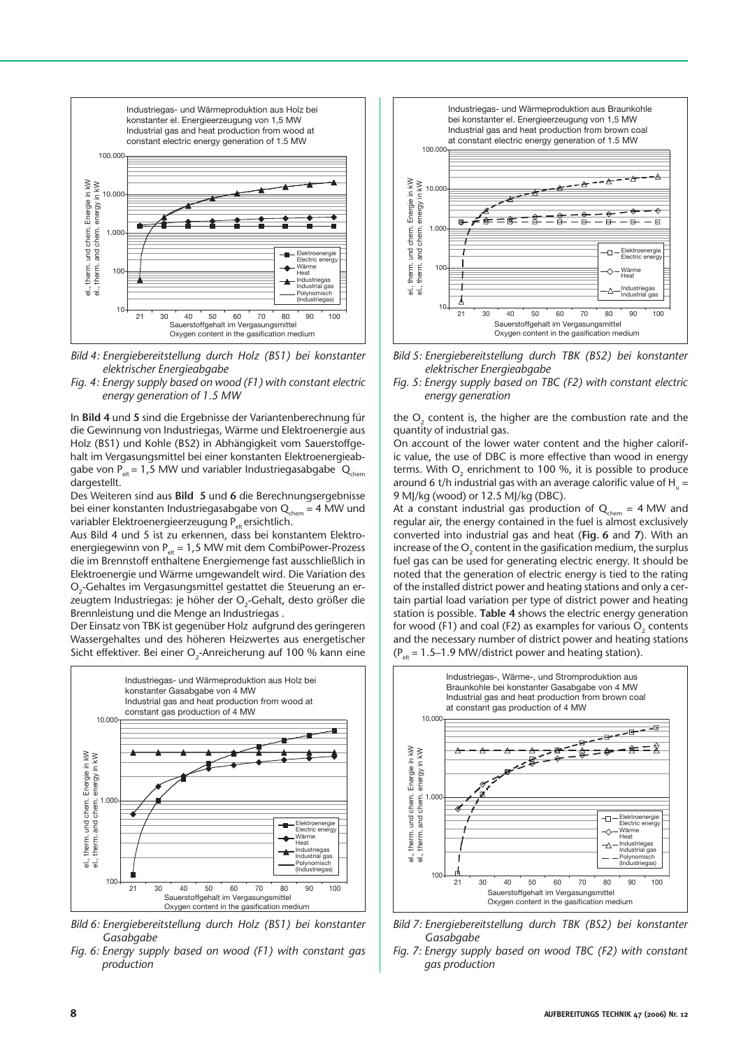Industriegas- und Wärmeproduktion aus Holz bei konstanter el. Energieerzeugung von 1,5 MW
Industrial gas and heat production from wood at constant electric energy generation of 1.5 MW

100.000
10.000
1.000
100
10

el., therm. und chem. Energie in kW
el., therm. and chem. energy in kW

21 30 40 50 60 70 80 90 100
Sauerstoffgehalt im Vergasungsmittel
Oxygen content in the gasification medium

Elektroenergie
Electric energy
Wärme
Heat
Industriegas
Industrial gas
Polynomisch
(Industriegas)

*Bild 4: Energiebereitstellung durch Holz (BS1) bei konstanter elektrischer Energieabgabe*

*Fig. 4: Energy supply based on wood (F1) with constant electric energy generation of 1.5 MW*

In **Bild 4** und **5** sind die Ergebnisse der Variantenberechnung für die Gewinnung von Industriegas, Wärme und Elektroenergie aus Holz (BS1) und Kohle (BS2) in Abhängigkeit vom Sauerstoffgehalt im Vergasungsmittel bei einer konstanten Elektroenergieabgabe von $P_{elt}$ = 1,5 MW und variabler Industriegasabgabe $Q_{chem}$ dargestellt.

Des Weiteren sind aus **Bild 5** und **6** die Berechnungsergebnisse bei einer konstanten Industriegasabgabe von $Q_{chem}$ = 4 MW und variabler Elektroenergieerzeugung $P_{elt}$ ersichtlich.

Aus Bild 4 und 5 ist zu erkennen, dass bei konstantem Elektroenergiegewinn von $P_{elt}$ = 1,5 MW mit dem CombiPower-Prozess die im Brennstoff enthaltene Energiemenge fast ausschließlich in Elektroenergie und Wärme umgewandelt wird. Die Variation des $O_2$-Gehaltes im Vergasungsmittel gestattet die Steuerung an erzeugtem Industriegas: je höher der $O_2$-Gehalt, desto größer die Brennleistung und die Menge an Industriegas .

Der Einsatz von TBK ist gegenüber Holz aufgrund des geringeren Wassergehaltes und des höheren Heizwertes aus energetischer Sicht effektiver. Bei einer $O_2$-Anreicherung auf 100 % kann eine

Industriegas- und Wärmeproduktion aus Holz bei konstanter Gasabgabe von 4 MW
Industrial gas and heat production from wood at constant gas production of 4 MW

10.000
1.000
100

el., therm. und chem. Energie in kW
el., therm. and chem. energy in kW

21 30 40 50 60 70 80 90 100
Sauerstoffgehalt im Vergasungsmittel
Oxygen content in the gasification medium

Elektroenergie
Electric energy
Wärme
Heat
Industriegas
Industrial gas
Polynomisch
(Industriegas)

*Bild 6: Energiebereitstellung durch Holz (BS1) bei konstanter Gasabgabe*

*Fig. 6: Energy supply based on wood (F1) with constant gas production*

Industriegas- und Wärmeproduktion aus Braunkohle bei konstanter el. Energieerzeugung von 1,5 MW
Industrial gas and heat production from brown coal at constant electric energy generation of 1.5 MW

100.000
10.000
1.000
100
10

el., therm. und chem. Energie in kW
el., therm. and chem. energy in kW

21 30 40 50 60 70 80 90 100
Sauerstoffgehalt im Vergasungsmittel
Oxygen content in the gasification medium

Elektroenergie
Electric energy
Wärme
Heat
Industriegas
Industrial gas

*Bild 5: Energiebereitstellung durch TBK (BS2) bei konstanter elektrischer Energieabgabe*

*Fig. 5: Energy supply based on TBC (F2) with constant electric energy generation*

the $O_2$ content is, the higher are the combustion rate and the quantity of industrial gas.

On account of the lower water content and the higher calorific value, the use of DBC is more effective than wood in energy terms. With $O_2$ enrichment to 100 %, it is possible to produce around 6 t/h industrial gas with an average calorific value of $H_u$ = 9 MJ/kg (wood) or 12.5 MJ/kg (DBC).

At a constant industrial gas production of $Q_{chem}$ = 4 MW and regular air, the energy contained in the fuel is almost exclusively converted into industrial gas and heat (**Fig. 6** and **7**). With an increase of the $O_2$ content in the gasification medium, the surplus fuel gas can be used for generating electric energy. It should be noted that the generation of electric energy is tied to the rating of the installed district power and heating stations and only a certain partial load variation per type of district power and heating station is possible. **Table 4** shows the electric energy generation for wood (F1) and coal (F2) as examples for various $O_2$ contents and the necessary number of district power and heating stations ($P_{elt}$ = 1.5–1.9 MW/district power and heating station).

Industriegas-, Wärme-, und Stromproduktion aus Braunkohle bei konstanter Gasabgabe von 4 MW
Industrial gas and heat production from brown coal at constant gas production of 4 MW

10.000
1.000
100

el., therm. und chem. Energie in kW
el., therm. and chem. energy in kW

21 30 40 50 60 70 80 90 100
Sauerstoffgehalt im Vergasungsmittel
Oxygen content in the gasification medium

Elektroenergie
Electric energy
Wärme
Heat
Industriegas
Industrial gas
Polynomisch
(Industriegas)

*Bild 7: Energiebereitstellung durch TBK (BS2) bei konstanter Gasabgabe*

*Fig. 7: Energy supply based on wood TBC (F2) with constant gas production*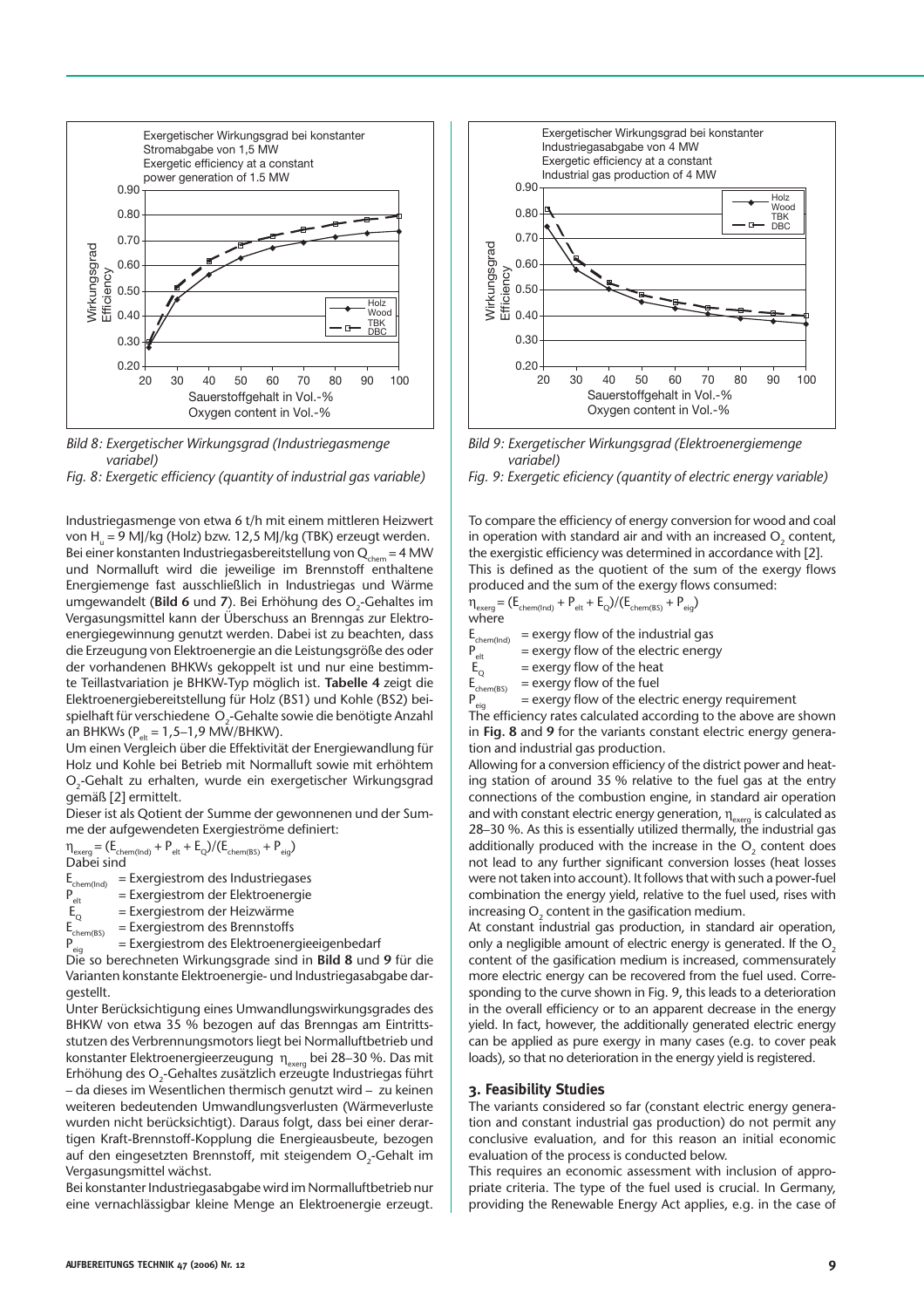Exergetischer Wirkungsgrad bei konstanter Stromabgabe von 1,5 MW
Exergetic efficiency at a constant power generation of 1.5 MW

Wirkungsgrad
Efficiency

0.90
0.80
0.70
0.60
0.50
0.40
0.30
0.20

20 30 40 50 60 70 80 90 100

Sauerstoffgehalt in Vol.-%
Oxygen content in Vol.-%

Holz
Wood
TBK
DBC

*Bild 8: Exergetischer Wirkungsgrad (Industriegasmenge variabel)*

*Fig. 8: Exergetic efficiency (quantity of industrial gas variable)*

Exergetischer Wirkungsgrad bei konstanter Industriegasabgabe von 4 MW
Exergetic efficiency at a constant Industrial gas production of 4 MW

Wirkungsgrad
Efficiency

0.90
0.80
0.70
0.60
0.50
0.40
0.30
0.20

20 30 40 50 60 70 80 90 100

Sauerstoffgehalt in Vol.-%
Oxygen content in Vol.-%

Holz
Wood
TBK
DBC

*Bild 9: Exergetischer Wirkungsgrad (Elektroenergiemenge variabel)*

*Fig. 9: Exergetic eficiency (quantity of electric energy variable)*

Industriegasmenge von etwa 6 t/h mit einem mittleren Heizwert von $H_u$ = 9 MJ/kg (Holz) bzw. 12,5 MJ/kg (TBK) erzeugt werden. Bei einer konstanten Industriegasbereitstellung von $Q_{chem}$ = 4 MW und Normalluft wird die jeweilige im Brennstoff enthaltene Energiemenge fast ausschließlich in Industriegas und Wärme umgewandelt (**Bild 6** und **7**). Bei Erhöhung des $O_2$-Gehaltes im Vergasungsmittel kann der Überschuss an Brenngas zur Elektroenergiegewinnung genutzt werden. Dabei ist zu beachten, dass die Erzeugung von Elektroenergie an die Leistungsgröße des oder der vorhandenen BHKWs gekoppelt ist und nur eine bestimmte Teillastvariation je BHKW-Typ möglich ist. **Tabelle 4** zeigt die Elektroenergiebereitstellung für Holz (BS1) und Kohle (BS2) beispielhaft für verschiedene $O_2$-Gehalte sowie die benötigte Anzahl an BHKWs ($P_{elt}$ = 1,5–1,9 MW/BHKW).

Um einen Vergleich über die Effektivität der Energiewandlung für Holz und Kohle bei Betrieb mit Normalluft sowie mit erhöhtem $O_2$-Gehalt zu erhalten, wurde ein exergetischer Wirkungsgrad gemäß [2] ermittelt.

Dieser ist als Qotient der Summe der gewonnenen und der Summe der aufgewendeten Exergieströme definiert:

$$\eta_{exerg} = (E_{chem(Ind)} + P_{elt} + E_Q)/(E_{chem(BS)} + P_{eig})$$

Dabei sind

$E_{chem(Ind)}$ = Exergiestrom des Industriegases
$P_{elt}$ = Exergiestrom der Elektroenergie
$E_Q$ = Exergiestrom der Heizwärme
$E_{chem(BS)}$ = Exergiestrom des Brennstoffs
$P_{eig}$ = Exergiestrom des Elektroenergieeigenbedarf

Die so berechneten Wirkungsgrade sind in **Bild 8** und **9** für die Varianten konstante Elektroenergie- und Industriegasabgabe dargestellt.

Unter Berücksichtigung eines Umwandlungswirkungsgrades des BHKW von etwa 35 % bezogen auf das Brenngas am Eintrittsstutzen des Verbrennungsmotors liegt bei Normalluftbetrieb und konstanter Elektroenergieerzeugung $\eta_{exerg}$ bei 28–30 %. Das mit Erhöhung des $O_2$-Gehaltes zusätzlich erzeugte Industriegas führt – da dieses im Wesentlichen thermisch genutzt wird – zu keinen weiteren bedeutenden Umwandlungsverlusten (Wärmeverluste wurden nicht berücksichtigt). Daraus folgt, dass bei einer derartigen Kraft-Brennstoff-Kopplung die Energieausbeute, bezogen auf den eingesetzten Brennstoff, mit steigendem $O_2$-Gehalt im Vergasungsmittel wächst.

Bei konstanter Industriegasabgabe wird im Normalluftbetrieb nur eine vernachlässigbar kleine Menge an Elektroenergie erzeugt.

To compare the efficiency of energy conversion for wood and coal in operation with standard air and with an increased $O_2$ content, the exergistic efficiency was determined in accordance with [2]. This is defined as the quotient of the sum of the exergy flows produced and the sum of the exergy flows consumed:

$$\eta_{exerg} = (E_{chem(Ind)} + P_{elt} + E_Q)/(E_{chem(BS)} + P_{eig})$$

where

$E_{chem(Ind)}$ = exergy flow of the industrial gas
$P_{elt}$ = exergy flow of the electric energy
$E_Q$ = exergy flow of the heat
$E_{chem(BS)}$ = exergy flow of the fuel
$P_{eig}$ = exergy flow of the electric energy requirement

The efficiency rates calculated according to the above are shown in **Fig. 8** and **9** for the variants constant electric energy generation and industrial gas production.

Allowing for a conversion efficiency of the district power and heating station of around 35 % relative to the fuel gas at the entry connections of the combustion engine, in standard air operation and with constant electric energy generation, $\eta_{exerg}$ is calculated as 28–30 %. As this is essentially utilized thermally, the industrial gas additionally produced with the increase in the $O_2$ content does not lead to any further significant conversion losses (heat losses were not taken into account). It follows that with such a power-fuel combination the energy yield, relative to the fuel used, rises with increasing $O_2$ content in the gasification medium.

At constant industrial gas production, in standard air operation, only a negligible amount of electric energy is generated. If the $O_2$ content of the gasification medium is increased, commensurately more electric energy can be recovered from the fuel used. Corresponding to the curve shown in Fig. 9, this leads to a deterioration in the overall efficiency or to an apparent decrease in the energy yield. In fact, however, the additionally generated electric energy can be applied as pure exergy in many cases (e.g. to cover peak loads), so that no deterioration in the energy yield is registered.

### 3. Feasibility Studies

The variants considered so far (constant electric energy generation and constant industrial gas production) do not permit any conclusive evaluation, and for this reason an initial economic evaluation of the process is conducted below.

This requires an economic assessment with inclusion of appropriate criteria. The type of the fuel used is crucial. In Germany, providing the Renewable Energy Act applies, e.g. in the case of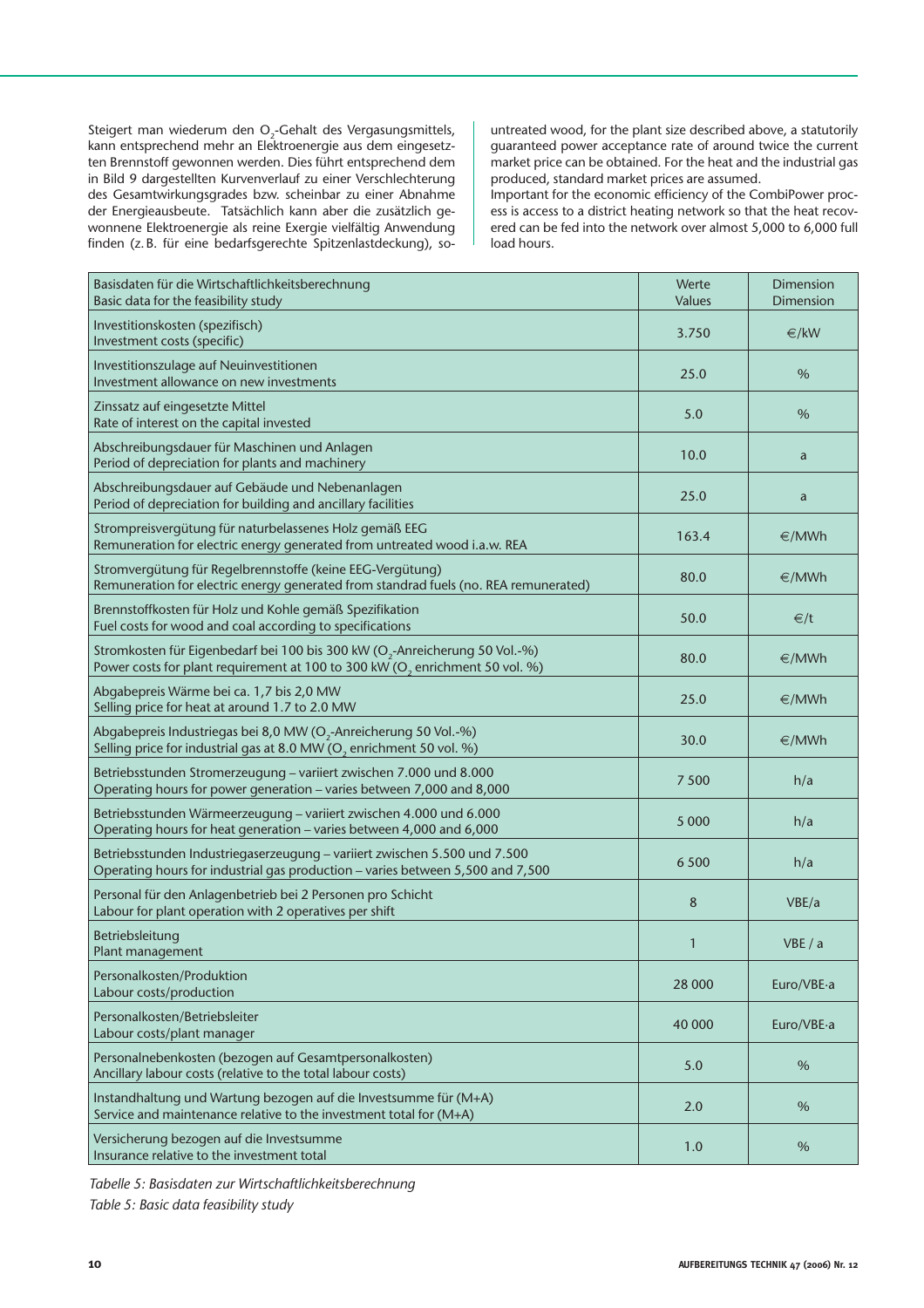Steigert man wiederum den $O_2$-Gehalt des Vergasungsmittels, kann entsprechend mehr an Elektroenergie aus dem eingesetzten Brennstoff gewonnen werden. Dies führt entsprechend dem in Bild 9 dargestellten Kurvenverlauf zu einer Verschlechterung des Gesamtwirkungsgrades bzw. scheinbar zu einer Abnahme der Energieausbeute. Tatsächlich kann aber die zusätzlich gewonnene Elektroenergie als reine Exergie vielfältig Anwendung finden (z. B. für eine bedarfsgerechte Spitzenlastdeckung), so-

untreated wood, for the plant size described above, a statutorily guaranteed power acceptance rate of around twice the current market price can be obtained. For the heat and the industrial gas produced, standard market prices are assumed.

Important for the economic efficiency of the CombiPower process is access to a district heating network so that the heat recovered can be fed into the network over almost 5,000 to 6,000 full load hours.

| Basisdaten für die Wirtschaftlichkeitsberechnung<br>Basic data for the feasibility study | Werte<br>Values | Dimension<br>Dimension |
|---|---|---|
| Investitionskosten (spezifisch)<br>Investment costs (specific) | 3.750 | €/kW |
| Investitionszulage auf Neuinvestitionen<br>Investment allowance on new investments | 25.0 | % |
| Zinssatz auf eingesetzte Mittel<br>Rate of interest on the capital invested | 5.0 | % |
| Abschreibungsdauer für Maschinen und Anlagen<br>Period of depreciation for plants and machinery | 10.0 | a |
| Abschreibungsdauer auf Gebäude und Nebenanlagen<br>Period of depreciation for building and ancillary facilities | 25.0 | a |
| Strompreisvergütung für naturbelassenes Holz gemäß EEG<br>Remuneration for electric energy generated from untreated wood i.a.w. REA | 163.4 | €/MWh |
| Stromvergütung für Regelbrennstoffe (keine EEG-Vergütung)<br>Remuneration for electric energy generated from standrad fuels (no. REA remunerated) | 80.0 | €/MWh |
| Brennstoffkosten für Holz und Kohle gemäß Spezifikation<br>Fuel costs for wood and coal according to specifications | 50.0 | €/t |
| Stromkosten für Eigenbedarf bei 100 bis 300 kW ($O_2$-Anreicherung 50 Vol.-%)<br>Power costs for plant requirement at 100 to 300 kW ($O_2$ enrichment 50 vol. %) | 80.0 | €/MWh |
| Abgabepreis Wärme bei ca. 1,7 bis 2,0 MW<br>Selling price for heat at around 1.7 to 2.0 MW | 25.0 | €/MWh |
| Abgabepreis Industriegas bei 8,0 MW ($O_2$-Anreicherung 50 Vol.-%)<br>Selling price for industrial gas at 8.0 MW ($O_2$ enrichment 50 vol. %) | 30.0 | €/MWh |
| Betriebsstunden Stromerzeugung – variiert zwischen 7.000 und 8.000<br>Operating hours for power generation – varies between 7,000 and 8,000 | 7 500 | h/a |
| Betriebsstunden Wärmeerzeugung – variiert zwischen 4.000 und 6.000<br>Operating hours for heat generation – varies between 4,000 and 6,000 | 5 000 | h/a |
| Betriebsstunden Industriegaserzeugung – variiert zwischen 5.500 und 7.500<br>Operating hours for industrial gas production – varies between 5,500 and 7,500 | 6 500 | h/a |
| Personal für den Anlagenbetrieb bei 2 Personen pro Schicht<br>Labour for plant operation with 2 operatives per shift | 8 | VBE/a |
| Betriebsleitung<br>Plant management | 1 | VBE / a |
| Personalkosten/Produktion<br>Labour costs/production | 28 000 | Euro/VBE·a |
| Personalkosten/Betriebsleiter<br>Labour costs/plant manager | 40 000 | Euro/VBE·a |
| Personalnebenkosten (bezogen auf Gesamtpersonalkosten)<br>Ancillary labour costs (relative to the total labour costs) | 5.0 | % |
| Instandhaltung und Wartung bezogen auf die Investsumme für (M+A)<br>Service and maintenance relative to the investment total for (M+A) | 2.0 | % |
| Versicherung bezogen auf die Investsumme<br>Insurance relative to the investment total | 1.0 | % |

*Tabelle 5: Basisdaten zur Wirtschaftlichkeitsberechnung*

*Table 5: Basic data feasibility study*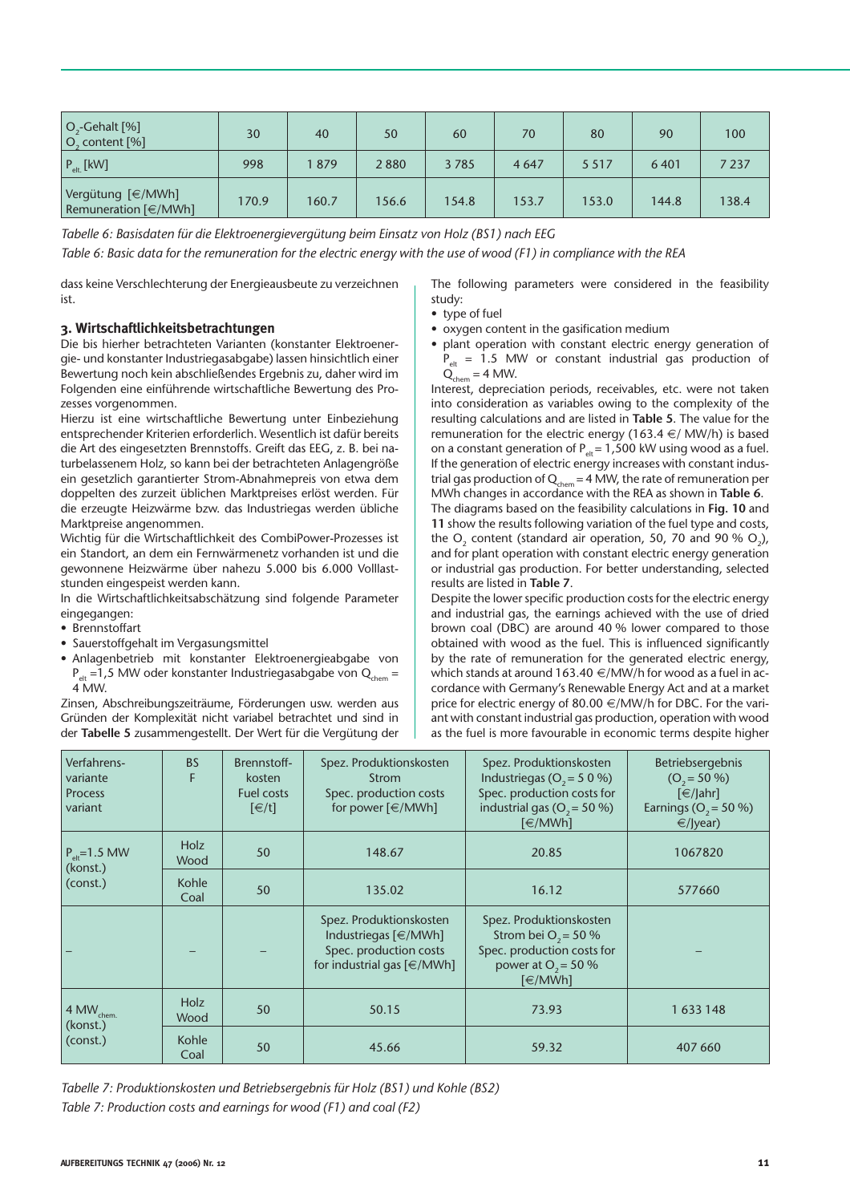| $O_2$-Gehalt [%] $O_2$ content [%] | 30 | 40 | 50 | 60 | 70 | 80 | 90 | 100 |
|---|---|---|---|---|---|---|---|---|
| $P_{elt.}$ [kW] | 998 | 1 879 | 2 880 | 3 785 | 4 647 | 5 517 | 6 401 | 7 237 |
| Vergütung [€/MWh] Remuneration [€/MWh] | 170.9 | 160.7 | 156.6 | 154.8 | 153.7 | 153.0 | 144.8 | 138.4 |

*Tabelle 6: Basisdaten für die Elektroenergievergütung beim Einsatz von Holz (BS1) nach EEG*

*Table 6: Basic data for the remuneration for the electric energy with the use of wood (F1) in compliance with the REA*

dass keine Verschlechterung der Energieausbeute zu verzeichnen ist.

### 3. Wirtschaftlichkeitsbetrachtungen

Die bis hierher betrachteten Varianten (konstanter Elektroenergie- und konstanter Industriegasabgabe) lassen hinsichtlich einer Bewertung noch kein abschließendes Ergebnis zu, daher wird im Folgenden eine einführende wirtschaftliche Bewertung des Prozesses vorgenommen.

Hierzu ist eine wirtschaftliche Bewertung unter Einbeziehung entsprechender Kriterien erforderlich. Wesentlich ist dafür bereits die Art des eingesetzten Brennstoffs. Greift das EEG, z. B. bei naturbelassenem Holz, so kann bei der betrachteten Anlagengröße ein gesetzlich garantierter Strom-Abnahmepreis von etwa dem doppelten des zurzeit üblichen Marktpreises erlöst werden. Für die erzeugte Heizwärme bzw. das Industriegas werden übliche Marktpreise angenommen.

Wichtig für die Wirtschaftlichkeit des CombiPower-Prozesses ist ein Standort, an dem ein Fernwärmenetz vorhanden ist und die gewonnene Heizwärme über nahezu 5.000 bis 6.000 Volllaststunden eingespeist werden kann.

In die Wirtschaftlichkeitsabschätzung sind folgende Parameter eingegangen:

- Brennstoffart
- Sauerstoffgehalt im Vergasungsmittel
- Anlagenbetrieb mit konstanter Elektroenergieabgabe von $P_{elt}$ =1,5 MW oder konstanter Industriegasabgabe von $Q_{chem}$ = 4 MW.

Zinsen, Abschreibungszeiträume, Förderungen usw. werden aus Gründen der Komplexität nicht variabel betrachtet und sind in der **Tabelle 5** zusammengestellt. Der Wert für die Vergütung der

The following parameters were considered in the feasibility study:

- type of fuel
- oxygen content in the gasification medium
- plant operation with constant electric energy generation of $P_{elt}$ = 1.5 MW or constant industrial gas production of $Q_{chem}$ = 4 MW.

Interest, depreciation periods, receivables, etc. were not taken into consideration as variables owing to the complexity of the resulting calculations and are listed in **Table 5**. The value for the remuneration for the electric energy (163.4 €/ MW/h) is based on a constant generation of $P_{elt}$ = 1,500 kW using wood as a fuel. If the generation of electric energy increases with constant industrial gas production of $Q_{chem}$ = 4 MW, the rate of remuneration per MWh changes in accordance with the REA as shown in **Table 6**.

The diagrams based on the feasibility calculations in **Fig. 10** and **11** show the results following variation of the fuel type and costs, the $O_2$ content (standard air operation, 50, 70 and 90 % $O_2$), and for plant operation with constant electric energy generation or industrial gas production. For better understanding, selected results are listed in **Table 7**.

Despite the lower specific production costs for the electric energy and industrial gas, the earnings achieved with the use of dried brown coal (DBC) are around 40 % lower compared to those obtained with wood as the fuel. This is influenced significantly by the rate of remuneration for the generated electric energy, which stands at around 163.40 €/MW/h for wood as a fuel in accordance with Germany's Renewable Energy Act and at a market price for electric energy of 80.00 €/MW/h for DBC. For the variant with constant industrial gas production, operation with wood as the fuel is more favourable in economic terms despite higher

| Verfahrens-variante Process variant | BS F | Brennstoff-kosten Fuel costs [€/t] | Spez. Produktionskosten Strom Spec. production costs for power [€/MWh] | Spez. Produktionskosten Industriegas ($O_2$ = 5 0 %) Spec. production costs for industrial gas ($O_2$ = 50 %) [€/MWh] | Betriebsergebnis ($O_2$ = 50 %) [€/Jahr] Earnings ($O_2$ = 50 %) €/Jyear) |
|---|---|---|---|---|---|
| $P_{elt}$=1.5 MW (konst.) (const.) | Holz Wood | 50 | 148.67 | 20.85 | 1067820 |
| | Kohle Coal | 50 | 135.02 | 16.12 | 577660 |
| – | – | – | Spez. Produktionskosten Industriegas [€/MWh] Spec. production costs for industrial gas [€/MWh] | Spez. Produktionskosten Strom bei $O_2$ = 50 % Spec. production costs for power at $O_2$ = 50 % [€/MWh] | – |
| 4 $MW_{chem.}$ (konst.) (const.) | Holz Wood | 50 | 50.15 | 73.93 | 1 633 148 |
| | Kohle Coal | 50 | 45.66 | 59.32 | 407 660 |

*Tabelle 7: Produktionskosten und Betriebsergebnis für Holz (BS1) und Kohle (BS2)*

*Table 7: Production costs and earnings for wood (F1) and coal (F2)*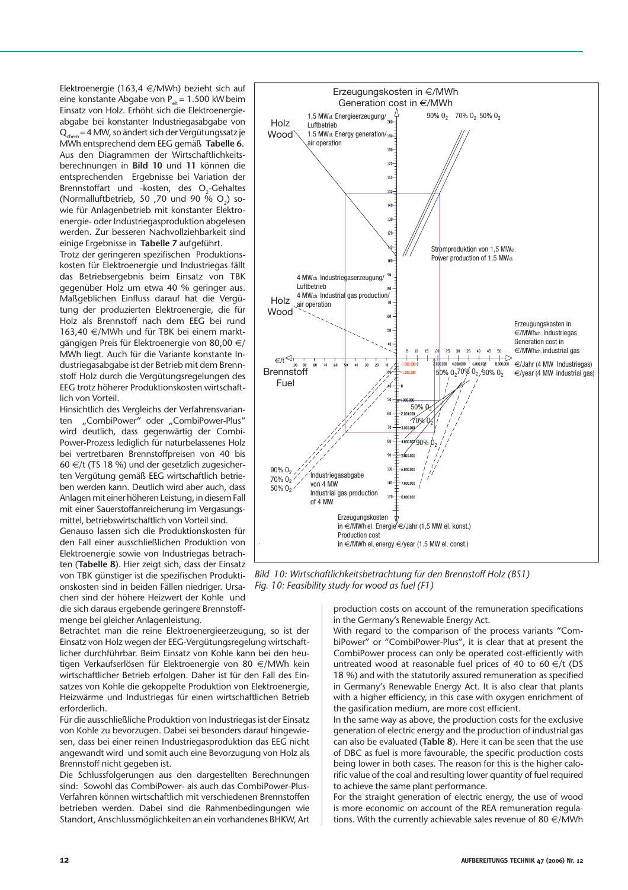Elektroenergie (163,4 €/MWh) bezieht sich auf eine konstante Abgabe von $P_{elt}$ = 1.500 kW beim Einsatz von Holz. Erhöht sich die Elektroenergieabgabe bei konstanter Industriegasabgabe von $Q_{chem}$ = 4 MW, so ändert sich der Vergütungssatz je MWh entsprechend dem EEG gemäß **Tabelle 6**. Aus den Diagrammen der Wirtschaftlichkeitsberechnungen in **Bild 10** und **11** können die entsprechenden Ergebnisse bei Variation der Brennstoffart und -kosten, des $O_2$-Gehaltes (Normalluftbetrieb, 50 ,70 und 90 % $O_2$) sowie für Anlagenbetrieb mit konstanter Elektroenergie- oder Industriegasproduktion abgelesen werden. Zur besseren Nachvollziehbarkeit sind einige Ergebnisse in **Tabelle 7** aufgeführt.

Trotz der geringeren spezifischen Produktionskosten für Elektroenergie und Industriegas fällt das Betriebsergebnis beim Einsatz von TBK gegenüber Holz um etwa 40 % geringer aus. Maßgeblichen Einfluss darauf hat die Vergütung der produzierten Elektroenergie, die für Holz als Brennstoff nach dem EEG bei rund 163,40 €/MWh und für TBK bei einem marktgängigen Preis für Elektroenergie von 80,00 €/MWh liegt. Auch für die Variante konstante Industriegasabgabe ist der Betrieb mit dem Brennstoff Holz durch die Vergütungsregelungen des EEG trotz höherer Produktionskosten wirtschaftlich von Vorteil.

Hinsichtlich des Vergleichs der Verfahrensvarianten „CombiPower" oder „CombiPower-Plus" wird deutlich, dass gegenwärtig der CombiPower-Prozess lediglich für naturbelassenes Holz bei vertretbaren Brennstoffpreisen von 40 bis 60 €/t (TS 18 %) und der gesetzlich zugesicherten Vergütung gemäß EEG wirtschaftlich betrieben werden kann. Deutlich wird aber auch, dass Anlagen mit einer höheren Leistung, in diesem Fall mit einer Sauerstoffanreicherung im Vergasungsmittel, betriebswirtschaftlich von Vorteil sind.

Genauso lassen sich die Produktionskosten für den Fall einer ausschließlichen Produktion von Elektroenergie sowie von Industriegas betrachten (**Tabelle 8**). Hier zeigt sich, dass der Einsatz von TBK günstiger ist die spezifischen Produktionskosten sind in beiden Fällen niedriger. Ursachen sind der höhere Heizwert der Kohle und die sich daraus ergebende geringere Brennstoffmenge bei gleicher Anlagenleistung.

Betrachtet man die reine Elektroenergieerzeugung, so ist der Einsatz von Holz wegen der EEG-Vergütungsregelung wirtschaftlicher durchführbar. Beim Einsatz von Kohle kann bei den heutigen Verkaufserlösen für Elektroenergie von 80 €/MWh kein wirtschaftlicher Betrieb erfolgen. Daher ist für den Fall des Einsatzes von Kohle die gekoppelte Produktion von Elektroenergie, Heizwärme und Industriegas für einen wirtschaftlichen Betrieb erforderlich.

Für die ausschließliche Produktion von Industriegas ist der Einsatz von Kohle zu bevorzugen. Dabei sei besonders darauf hingewiesen, dass bei einer reinen Industriegasproduktion das EEG nicht angewandt wird und somit auch eine Bevorzugung von Holz als Brennstoff nicht gegeben ist.

Die Schlussfolgerungen aus den dargestellten Berechnungen sind: Sowohl das CombiPower- als auch das CombiPower-Plus-Verfahren können wirtschaftlich mit verschiedenen Brennstoffen betrieben werden. Dabei sind die Rahmenbedingungen wie Standort, Anschlussmöglichkeiten an ein vorhandenes BHKW, Art

Erzeugungskosten in €/MWh
Generation cost in €/MWh
Holz
Wood
1,5 MWel. Energieerzeugung/ Luftbetrieb
1.5 MWel. Energy generation/ air operation
90% $O_2$ 70% $O_2$ 50% $O_2$
Stromproduktion von 1,5 MWel.
Power production of 1.5 MWel.
4 MWch. Industriegaserzeugung/ Luftbetrieb
4 MWch. Industrial gas production/ air operation
Holz
Wood
Erzeugungskosten in €/MWhch. Industriegas
Generation cost in €/MWhch. industrial gas
€/t
Brennstoff
Fuel
€/Jahr (4 MW Industriegas)
€/year (4 MW industrial gas)
50% $O_2$ 70% $O_2$ 90% $O_2$
50% $O_2$
70% $O_2$
90% $O_2$
90% $O_2$
70% $O_2$
50% $O_2$
Industriegasabgabe von 4 MW
Industrial gas production of 4 MW
Erzeugungskosten in €/MWh el. Energie €/Jahr (1,5 MW el. konst.)
Production cost in €/MWh el. energy €/year (1.5 MW el. const.)

*Bild 10: Wirtschaftlichkeitsbetrachtung für den Brennstoff Holz (BS1)*
*Fig. 10: Feasibility study for wood as fuel (F1)*

production costs on account of the remuneration specifications in the Germany's Renewable Energy Act.

With regard to the comparison of the process variants "CombiPower" or "CombiPower-Plus", it is clear that at present the CombiPower process can only be operated cost-efficiently with untreated wood at reasonable fuel prices of 40 to 60 €/t (DS 18 %) and with the statutorily assured remuneration as specified in Germany's Renewable Energy Act. It is also clear that plants with a higher efficiency, in this case with oxygen enrichment of the gasification medium, are more cost efficient.

In the same way as above, the production costs for the exclusive generation of electric energy and the production of industrial gas can also be evaluated (**Table 8**). Here it can be seen that the use of DBC as fuel is more favourable, the specific production costs being lower in both cases. The reason for this is the higher calorific value of the coal and resulting lower quantity of fuel required to achieve the same plant performance.

For the straight generation of electric energy, the use of wood is more economic on account of the REA remuneration regulations. With the currently achievable sales revenue of 80 €/MWh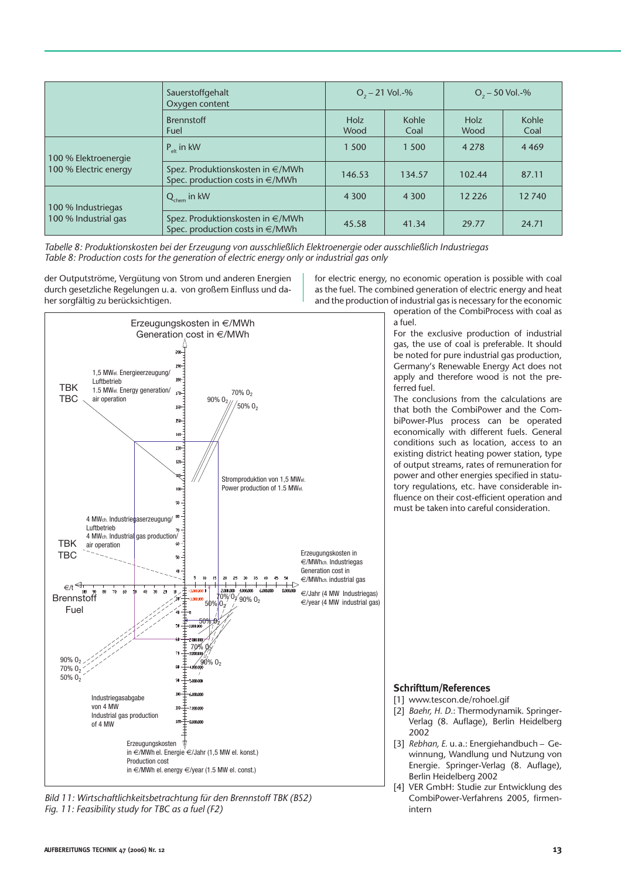| | Sauerstoffgehalt<br>Oxygen content | $O_2$ – 21 Vol.-% | | $O_2$ – 50 Vol.-% | |
|---|---|---|---|---|---|
| | Brennstoff<br>Fuel | Holz<br>Wood | Kohle<br>Coal | Holz<br>Wood | Kohle<br>Coal |
| 100 % Elektroenergie<br>100 % Electric energy | $P_{elt}$ in kW | 1 500 | 1 500 | 4 278 | 4 469 |
| | Spez. Produktionskosten in €/MWh<br>Spec. production costs in €/MWh | 146.53 | 134.57 | 102.44 | 87.11 |
| 100 % Industriegas<br>100 % Industrial gas | $Q_{chem}$ in kW | 4 300 | 4 300 | 12 226 | 12 740 |
| | Spez. Produktionskosten in €/MWh<br>Spec. production costs in €/MWh | 45.58 | 41.34 | 29.77 | 24.71 |

*Tabelle 8: Produktionskosten bei der Erzeugung von ausschließlich Elektroenergie oder ausschließlich Industriegas*
*Table 8: Production costs for the generation of electric energy only or industrial gas only*

der Outputströme, Vergütung von Strom und anderen Energien durch gesetzliche Regelungen u. a. von großem Einfluss und daher sorgfältig zu berücksichtigen.

Erzeugungskosten in €/MWh
Generation cost in €/MWh

1,5 MWel. Energieerzeugung/ Luftbetrieb
1.5 MWel. Energy generation/ air operation

TBK
TBC

70% $O_2$
90% $O_2$
50% $O_2$

Stromproduktion von 1,5 MWel.
Power production of 1.5 MWel.

4 MWch. Industriegaserzeugung/ Luftbetrieb
4 MWch. Industrial gas production/ air operation

Erzeugungskosten in €/MWhch. Industriegas
Generation cost in €/MWhch. industrial gas

€/t
Brennstoff
Fuel

€/Jahr (4 MW Industriegas)
€/year (4 MW industrial gas)

90% $O_2$
70% $O_2$
50% $O_2$

Industriegasabgabe von 4 MW
Industrial gas production of 4 MW

Erzeugungskosten in €/MWh el. Energie €/Jahr (1,5 MW el. konst.)
Production cost in €/MWh el. energy €/year (1.5 MW el. const.)

*Bild 11: Wirtschaftlichkeitsbetrachtung für den Brennstoff TBK (BS2)*
*Fig. 11: Feasibility study for TBC as a fuel (F2)*

for electric energy, no economic operation is possible with coal as the fuel. The combined generation of electric energy and heat and the production of industrial gas is necessary for the economic operation of the CombiProcess with coal as a fuel.

For the exclusive production of industrial gas, the use of coal is preferable. It should be noted for pure industrial gas production, Germany's Renewable Energy Act does not apply and therefore wood is not the preferred fuel.

The conclusions from the calculations are that both the CombiPower and the CombiPower-Plus process can be operated economically with different fuels. General conditions such as location, access to an existing district heating power station, type of output streams, rates of remuneration for power and other energies specified in statutory regulations, etc. have considerable influence on their cost-efficient operation and must be taken into careful consideration.

## Schrifttum/References

[1] www.tescon.de/rohoel.gif
[2] *Baehr, H. D.*: Thermodynamik. Springer-Verlag (8. Auflage), Berlin Heidelberg 2002
[3] *Rebhan, E.* u. a.: Energiehandbuch – Gewinnung, Wandlung und Nutzung von Energie. Springer-Verlag (8. Auflage), Berlin Heidelberg 2002
[4] VER GmbH: Studie zur Entwicklung des CombiPower-Verfahrens 2005, firmenintern